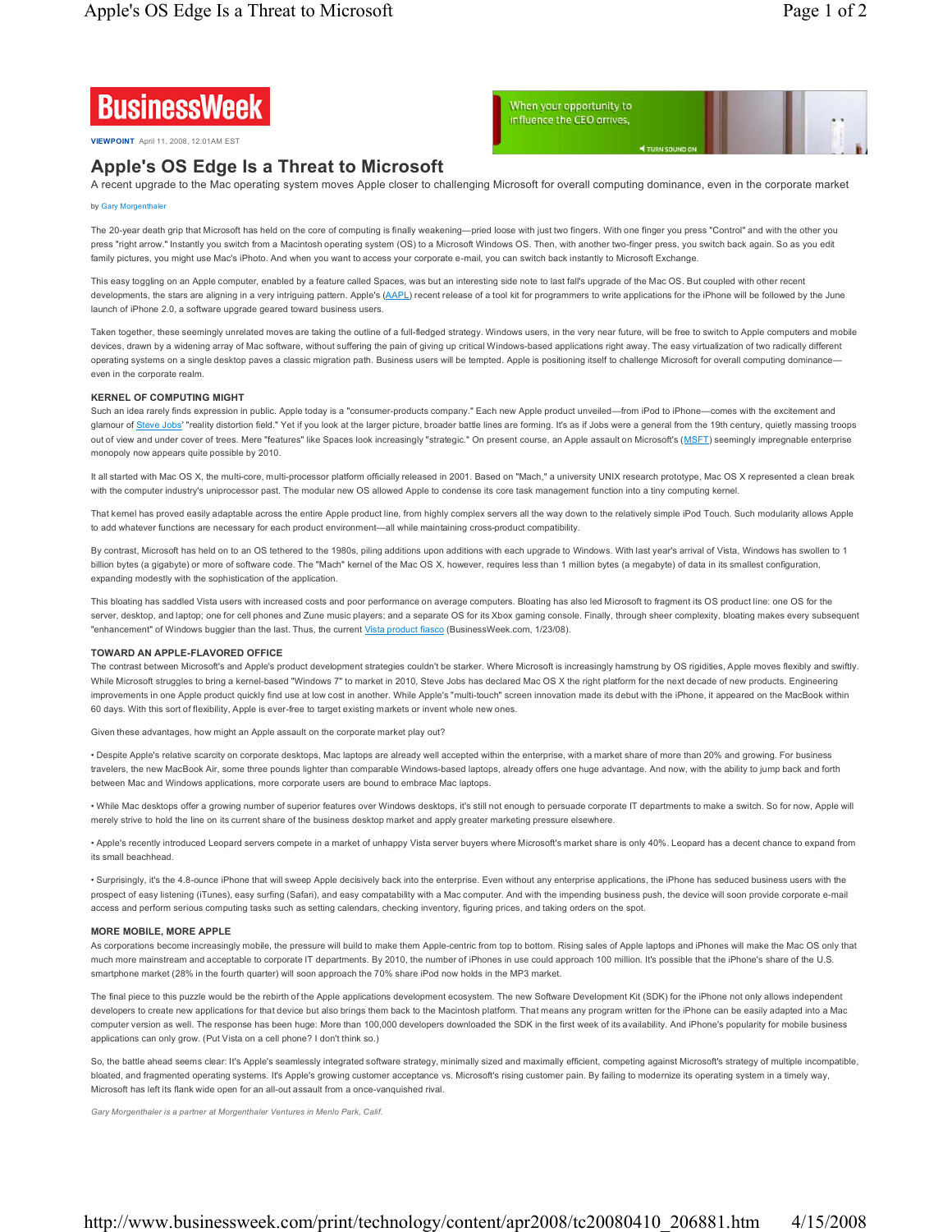BusinessWeek

**VIEWPOINT** April 11, 2008, 12:01AM EST

# Apple's OS Edge Is a Threat to Microsoft

A recent upgrade to the Mac operating system moves Apple closer to challenging Microsoft for overall computing dominance, even in the corporate market

by Gary Morgenthaler

The 20-year death grip that Microsoft has held on the core of computing is finally weakening—pried loose with just two fingers. With one finger you press "Control" and with the other you press "right arrow." Instantly you switch from a Macintosh operating system (OS) to a Microsoft Windows OS. Then, with another two-finger press, you switch back again. So as you edit family pictures, you might use Mac's iPhoto. And when you want to access your corporate e-mail, you can switch back instantly to Microsoft Exchange.

This easy toggling on an Apple computer, enabled by a feature called Spaces, was but an interesting side note to last fall's upgrade of the Mac OS. But coupled with other recent developments, the stars are aligning in a very intriguing pattern. Apple's (AAPL) recent release of a tool kit for programmers to write applications for the iPhone will be followed by the June launch of iPhone 2.0, a software upgrade geared toward business users.

Taken together, these seemingly unrelated moves are taking the outline of a full-fledged strategy. Windows users, in the very near future, will be free to switch to Apple computers and mobile devices, drawn by a widening array of Mac software, without suffering the pain of giving up critical Windows-based applications right away. The easy virtualization of two radically different operating systems on a single desktop paves a classic migration path. Business users will be tempted. Apple is positioning itself to challenge Microsoft for overall computing dominance—even in the corporate realm.

### KERNEL OF COMPUTING MIGHT

Such an idea rarely finds expression in public. Apple today is a "consumer-products company." Each new Apple product unveiled—from iPod to iPhone—comes with the excitement and glamour of Steve Jobs' "reality distortion field." Yet if you look at the larger picture, broader battle lines are forming. It's as if Jobs were a general from the 19th century, quietly massing troops out of view and under cover of trees. Mere "features" like Spaces look increasingly "strategic." On present course, an Apple assault on Microsoft's (MSFT) seemingly impregnable enterprise monopoly now appears quite possible by 2010.

It all started with Mac OS X, the multi-core, multi-processor platform officially released in 2001. Based on "Mach," a university UNIX research prototype, Mac OS X represented a clean break with the computer industry's uniprocessor past. The modular new OS allowed Apple to condense its core task management function into a tiny computing kernel.

That kernel has proved easily adaptable across the entire Apple product line, from highly complex servers all the way down to the relatively simple iPod Touch. Such modularity allows Apple to add whatever functions are necessary for each product environment—all while maintaining cross-product compatibility.

By contrast, Microsoft has held on to an OS tethered to the 1980s, piling additions upon additions with each upgrade to Windows. With last year's arrival of Vista, Windows has swollen to 1 billion bytes (a gigabyte) or more of software code. The "Mach" kernel of the Mac OS X, however, requires less than 1 million bytes (a megabyte) of data in its smallest configuration, expanding modestly with the sophistication of the application.

This bloating has saddled Vista users with increased costs and poor performance on average computers. Bloating has also led Microsoft to fragment its OS product line: one OS for the server, desktop, and laptop; one for cell phones and Zune music players; and a separate OS for its Xbox gaming console. Finally, through sheer complexity, bloating makes every subsequent "enhancement" of Windows buggier than the last. Thus, the current Vista product fiasco (BusinessWeek.com, 1/23/08).

### TOWARD AN APPLE-FLAVORED OFFICE

The contrast between Microsoft's and Apple's product development strategies couldn't be starker. Where Microsoft is increasingly hamstrung by OS rigidities, Apple moves flexibly and swiftly. While Microsoft struggles to bring a kernel-based "Windows 7" to market in 2010, Steve Jobs has declared Mac OS X the right platform for the next decade of new products. Engineering improvements in one Apple product quickly find use at low cost in another. While Apple's "multi-touch" screen innovation made its debut with the iPhone, it appeared on the MacBook within 60 days. With this sort of flexibility, Apple is ever-free to target existing markets or invent whole new ones.

Given these advantages, how might an Apple assault on the corporate market play out?

- Despite Apple's relative scarcity on corporate desktops, Mac laptops are already well accepted within the enterprise, with a market share of more than 20% and growing. For business travelers, the new MacBook Air, some three pounds lighter than comparable Windows-based laptops, already offers one huge advantage. And now, with the ability to jump back and forth between Mac and Windows applications, more corporate users are bound to embrace Mac laptops.

- While Mac desktops offer a growing number of superior features over Windows desktops, it's still not enough to persuade corporate IT departments to make a switch. So for now, Apple will merely strive to hold the line on its current share of the business desktop market and apply greater marketing pressure elsewhere.

- Apple's recently introduced Leopard servers compete in a market of unhappy Vista server buyers where Microsoft's market share is only 40%. Leopard has a decent chance to expand from its small beachhead.

- Surprisingly, it's the 4.8-ounce iPhone that will sweep Apple decisively back into the enterprise. Even without any enterprise applications, the iPhone has seduced business users with the prospect of easy listening (iTunes), easy surfing (Safari), and easy compatability with a Mac computer. And with the impending business push, the device will soon provide corporate e-mail access and perform serious computing tasks such as setting calendars, checking inventory, figuring prices, and taking orders on the spot.

### MORE MOBILE, MORE APPLE

As corporations become increasingly mobile, the pressure will build to make them Apple-centric from top to bottom. Rising sales of Apple laptops and iPhones will make the Mac OS only that much more mainstream and acceptable to corporate IT departments. By 2010, the number of iPhones in use could approach 100 million. It's possible that the iPhone's share of the U.S. smartphone market (28% in the fourth quarter) will soon approach the 70% share iPod now holds in the MP3 market.

The final piece to this puzzle would be the rebirth of the Apple applications development ecosystem. The new Software Development Kit (SDK) for the iPhone not only allows independent developers to create new applications for that device but also brings them back to the Macintosh platform. That means any program written for the iPhone can be easily adapted into a Mac computer version as well. The response has been huge: More than 100,000 developers downloaded the SDK in the first week of its availability. And iPhone's popularity for mobile business applications can only grow. (Put Vista on a cell phone? I don't think so.)

So, the battle ahead seems clear: It's Apple's seamlessly integrated software strategy, minimally sized and maximally efficient, competing against Microsoft's strategy of multiple incompatible, bloated, and fragmented operating systems. It's Apple's growing customer acceptance vs. Microsoft's rising customer pain. By failing to modernize its operating system in a timely way, Microsoft has left its flank wide open for an all-out assault from a once-vanquished rival.

*Gary Morgenthaler is a partner at Morgenthaler Ventures in Menlo Park, Calif.*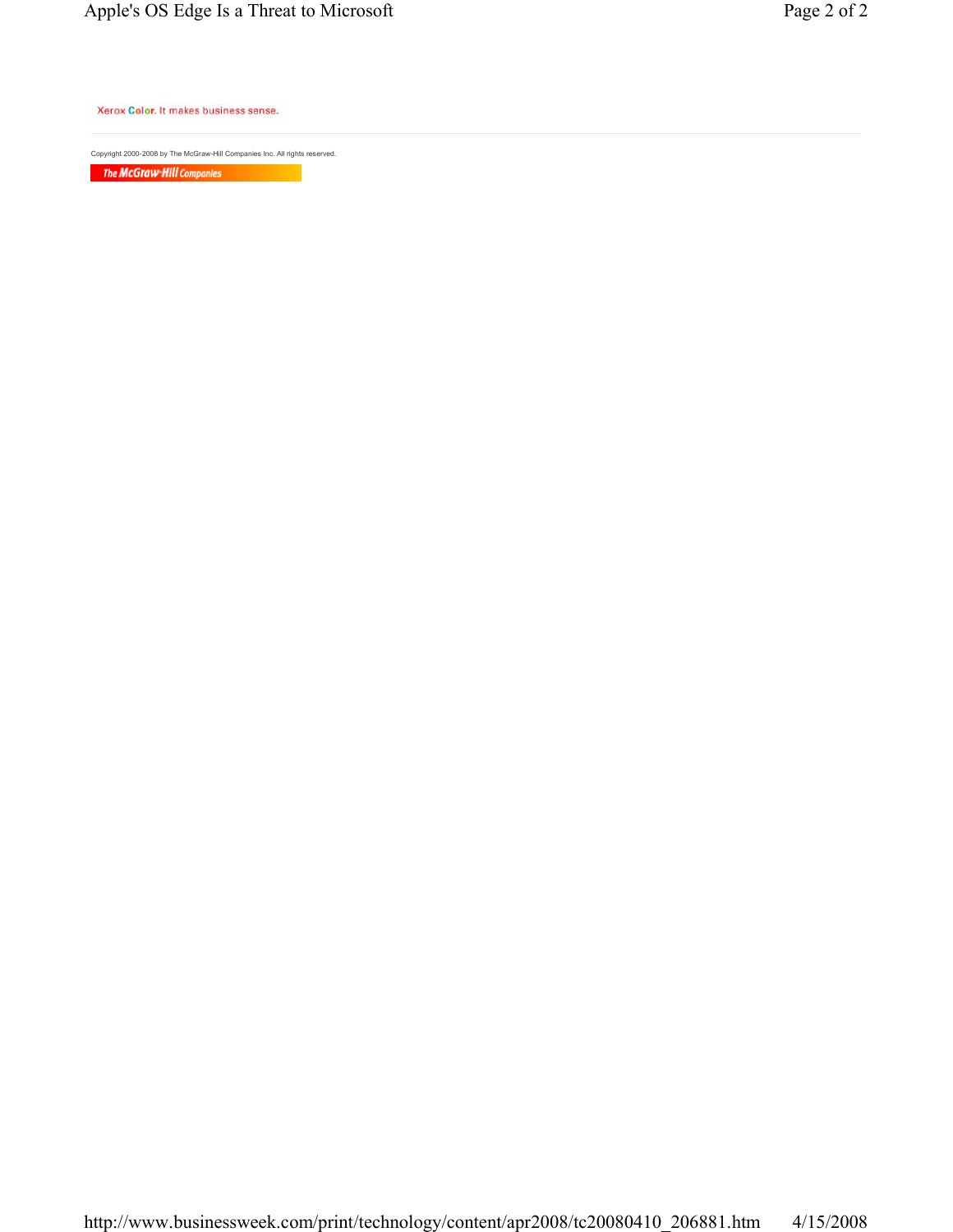Xerox Color. It makes business sense.

Copyright 2000-2008 by The McGraw-Hill Companies Inc. All rights reserved.

The McGraw-Hill Companies